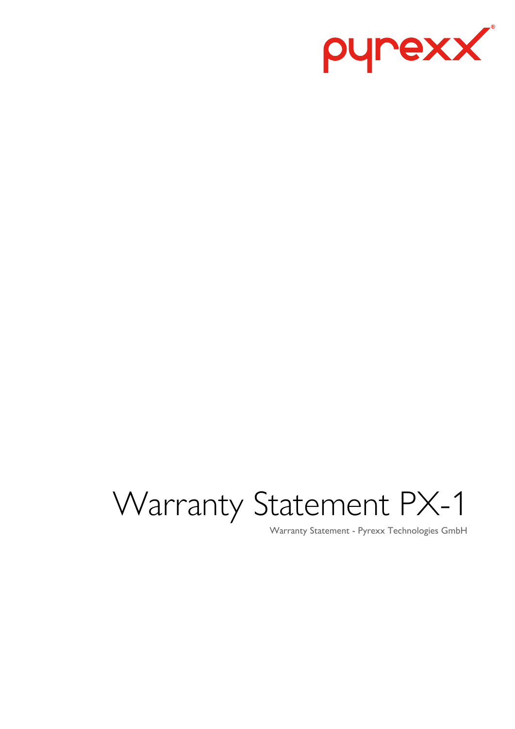pyrexx®

# Warranty Statement PX-1

Warranty Statement - Pyrexx Technologies GmbH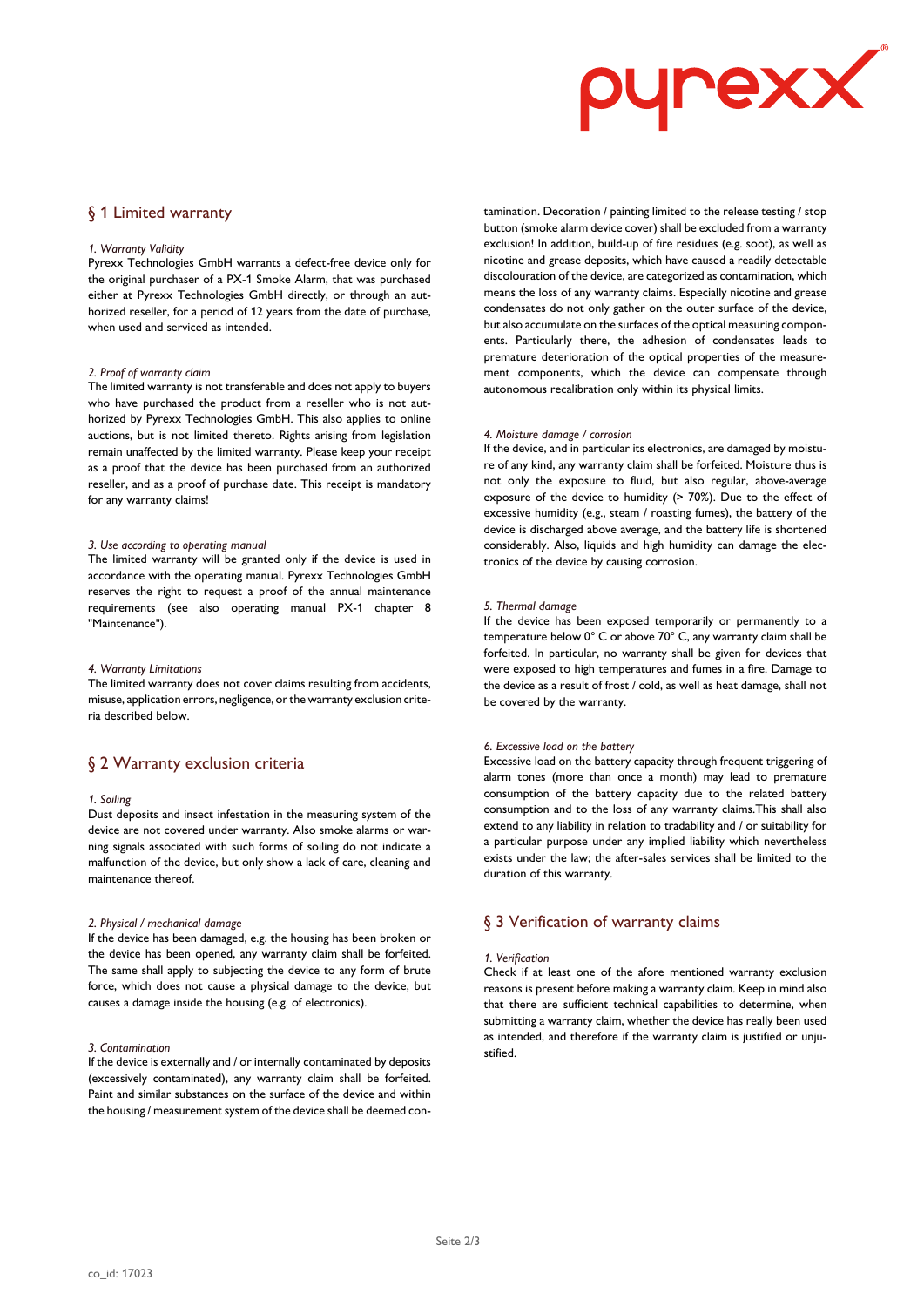## § 1 Limited warranty

*1. Warranty Validity*
Pyrexx Technologies GmbH warrants a defect-free device only for the original purchaser of a PX-1 Smoke Alarm, that was purchased either at Pyrexx Technologies GmbH directly, or through an authorized reseller, for a period of 12 years from the date of purchase, when used and serviced as intended.

*2. Proof of warranty claim*
The limited warranty is not transferable and does not apply to buyers who have purchased the product from a reseller who is not authorized by Pyrexx Technologies GmbH. This also applies to online auctions, but is not limited thereto. Rights arising from legislation remain unaffected by the limited warranty. Please keep your receipt as a proof that the device has been purchased from an authorized reseller, and as a proof of purchase date. This receipt is mandatory for any warranty claims!

*3. Use according to operating manual*
The limited warranty will be granted only if the device is used in accordance with the operating manual. Pyrexx Technologies GmbH reserves the right to request a proof of the annual maintenance requirements (see also operating manual PX-1 chapter 8 "Maintenance").

*4. Warranty Limitations*
The limited warranty does not cover claims resulting from accidents, misuse, application errors, negligence, or the warranty exclusion criteria described below.

## § 2 Warranty exclusion criteria

*1. Soiling*
Dust deposits and insect infestation in the measuring system of the device are not covered under warranty. Also smoke alarms or warning signals associated with such forms of soiling do not indicate a malfunction of the device, but only show a lack of care, cleaning and maintenance thereof.

*2. Physical / mechanical damage*
If the device has been damaged, e.g. the housing has been broken or the device has been opened, any warranty claim shall be forfeited. The same shall apply to subjecting the device to any form of brute force, which does not cause a physical damage to the device, but causes a damage inside the housing (e.g. of electronics).

*3. Contamination*
If the device is externally and / or internally contaminated by deposits (excessively contaminated), any warranty claim shall be forfeited. Paint and similar substances on the surface of the device and within the housing / measurement system of the device shall be deemed contamination. Decoration / painting limited to the release testing / stop button (smoke alarm device cover) shall be excluded from a warranty exclusion! In addition, build-up of fire residues (e.g. soot), as well as nicotine and grease deposits, which have caused a readily detectable discolouration of the device, are categorized as contamination, which means the loss of any warranty claims. Especially nicotine and grease condensates do not only gather on the outer surface of the device, but also accumulate on the surfaces of the optical measuring components. Particularly there, the adhesion of condensates leads to premature deterioration of the optical properties of the measurement components, which the device can compensate through autonomous recalibration only within its physical limits.

*4. Moisture damage / corrosion*
If the device, and in particular its electronics, are damaged by moisture of any kind, any warranty claim shall be forfeited. Moisture thus is not only the exposure to fluid, but also regular, above-average exposure of the device to humidity (> 70%). Due to the effect of excessive humidity (e.g., steam / roasting fumes), the battery of the device is discharged above average, and the battery life is shortened considerably. Also, liquids and high humidity can damage the electronics of the device by causing corrosion.

*5. Thermal damage*
If the device has been exposed temporarily or permanently to a temperature below 0° C or above 70° C, any warranty claim shall be forfeited. In particular, no warranty shall be given for devices that were exposed to high temperatures and fumes in a fire. Damage to the device as a result of frost / cold, as well as heat damage, shall not be covered by the warranty.

*6. Excessive load on the battery*
Excessive load on the battery capacity through frequent triggering of alarm tones (more than once a month) may lead to premature consumption of the battery capacity due to the related battery consumption and to the loss of any warranty claims.This shall also extend to any liability in relation to tradability and / or suitability for a particular purpose under any implied liability which nevertheless exists under the law; the after-sales services shall be limited to the duration of this warranty.

## § 3 Verification of warranty claims

*1. Verification*
Check if at least one of the afore mentioned warranty exclusion reasons is present before making a warranty claim. Keep in mind also that there are sufficient technical capabilities to determine, when submitting a warranty claim, whether the device has really been used as intended, and therefore if the warranty claim is justified or unjustified.

co_id: 17023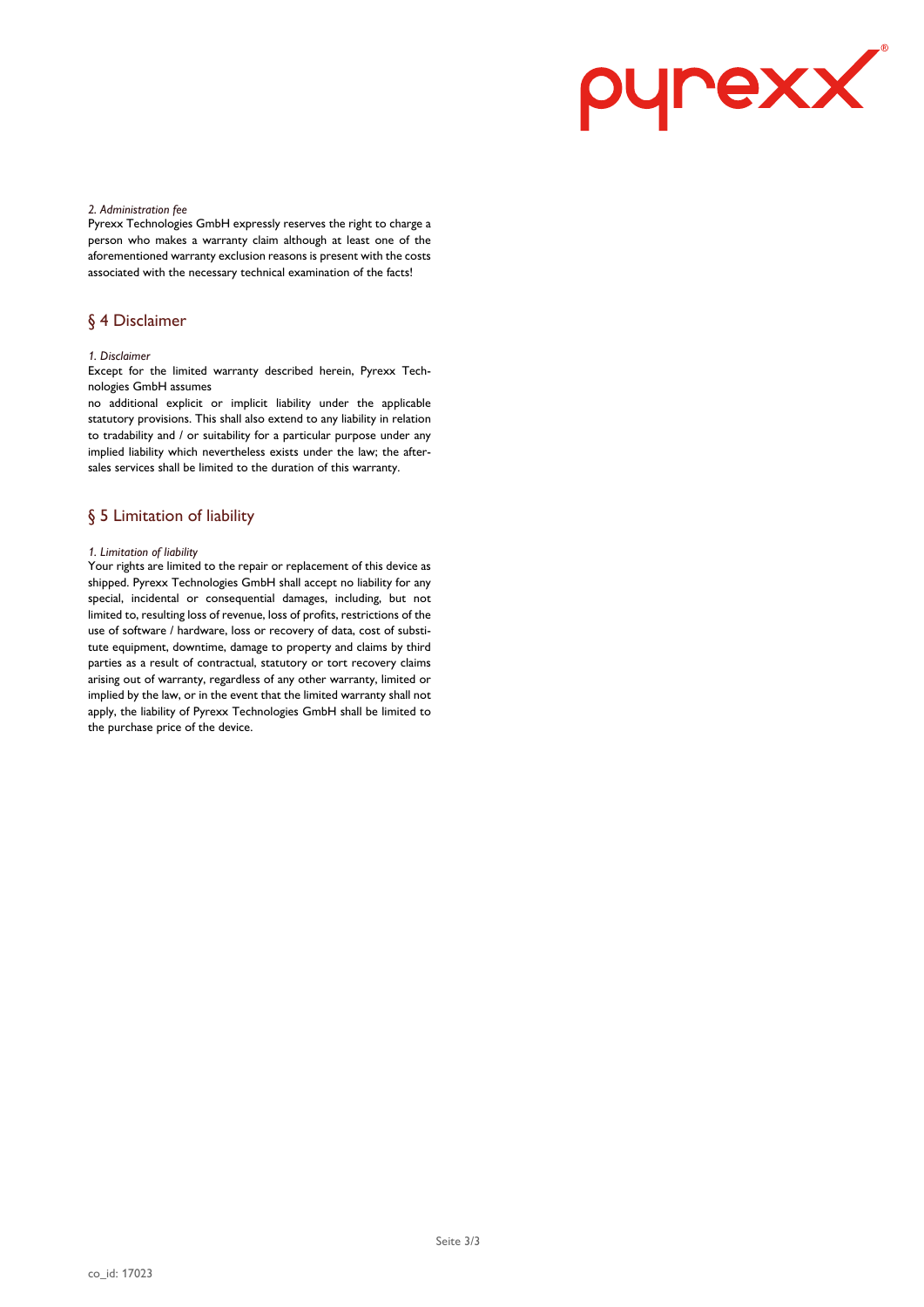*2. Administration fee*

Pyrexx Technologies GmbH expressly reserves the right to charge a person who makes a warranty claim although at least one of the aforementioned warranty exclusion reasons is present with the costs associated with the necessary technical examination of the facts!

## § 4 Disclaimer

*1. Disclaimer*

Except for the limited warranty described herein, Pyrexx Technologies GmbH assumes
no additional explicit or implicit liability under the applicable statutory provisions. This shall also extend to any liability in relation to tradability and / or suitability for a particular purpose under any implied liability which nevertheless exists under the law; the after-sales services shall be limited to the duration of this warranty.

## § 5 Limitation of liability

*1. Limitation of liability*

Your rights are limited to the repair or replacement of this device as shipped. Pyrexx Technologies GmbH shall accept no liability for any special, incidental or consequential damages, including, but not limited to, resulting loss of revenue, loss of profits, restrictions of the use of software / hardware, loss or recovery of data, cost of substitute equipment, downtime, damage to property and claims by third parties as a result of contractual, statutory or tort recovery claims arising out of warranty, regardless of any other warranty, limited or implied by the law, or in the event that the limited warranty shall not apply, the liability of Pyrexx Technologies GmbH shall be limited to the purchase price of the device.

co_id: 17023